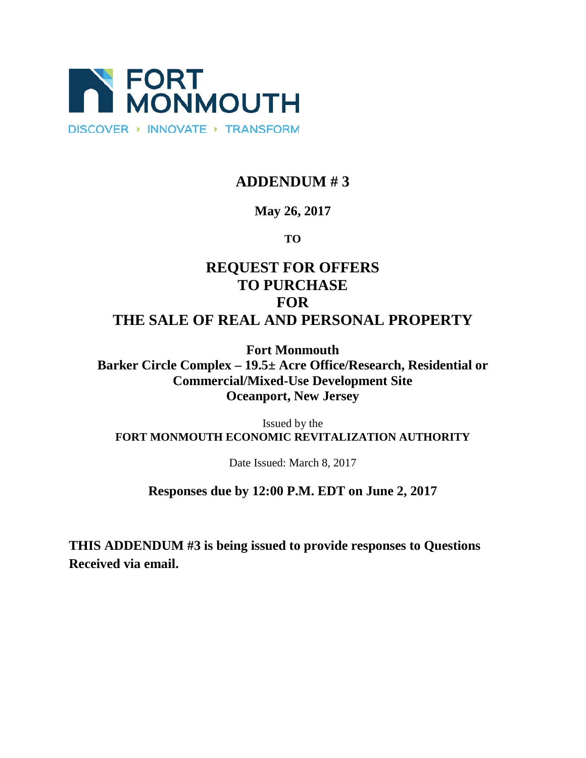FORT MONMOUTH

DISCOVER ▸ INNOVATE ▸ TRANSFORM

# ADDENDUM # 3

**May 26, 2017**

**TO**

# REQUEST FOR OFFERS TO PURCHASE FOR THE SALE OF REAL AND PERSONAL PROPERTY

**Fort Monmouth**
**Barker Circle Complex – 19.5± Acre Office/Research, Residential or Commercial/Mixed-Use Development Site**
**Oceanport, New Jersey**

Issued by the
**FORT MONMOUTH ECONOMIC REVITALIZATION AUTHORITY**

Date Issued: March 8, 2017

**Responses due by 12:00 P.M. EDT on June 2, 2017**

**THIS ADDENDUM #3 is being issued to provide responses to Questions Received via email.**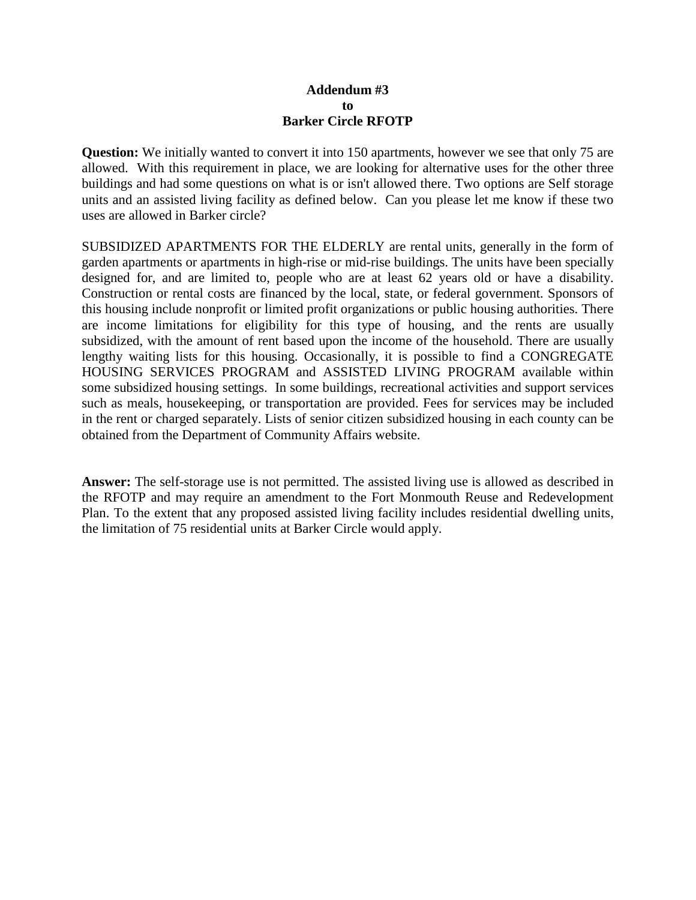**Addendum #3**
**to**
**Barker Circle RFOTP**

**Question:** We initially wanted to convert it into 150 apartments, however we see that only 75 are allowed. With this requirement in place, we are looking for alternative uses for the other three buildings and had some questions on what is or isn't allowed there. Two options are Self storage units and an assisted living facility as defined below. Can you please let me know if these two uses are allowed in Barker circle?

SUBSIDIZED APARTMENTS FOR THE ELDERLY are rental units, generally in the form of garden apartments or apartments in high-rise or mid-rise buildings. The units have been specially designed for, and are limited to, people who are at least 62 years old or have a disability. Construction or rental costs are financed by the local, state, or federal government. Sponsors of this housing include nonprofit or limited profit organizations or public housing authorities. There are income limitations for eligibility for this type of housing, and the rents are usually subsidized, with the amount of rent based upon the income of the household. There are usually lengthy waiting lists for this housing. Occasionally, it is possible to find a CONGREGATE HOUSING SERVICES PROGRAM and ASSISTED LIVING PROGRAM available within some subsidized housing settings. In some buildings, recreational activities and support services such as meals, housekeeping, or transportation are provided. Fees for services may be included in the rent or charged separately. Lists of senior citizen subsidized housing in each county can be obtained from the Department of Community Affairs website.

**Answer:** The self-storage use is not permitted. The assisted living use is allowed as described in the RFOTP and may require an amendment to the Fort Monmouth Reuse and Redevelopment Plan. To the extent that any proposed assisted living facility includes residential dwelling units, the limitation of 75 residential units at Barker Circle would apply.